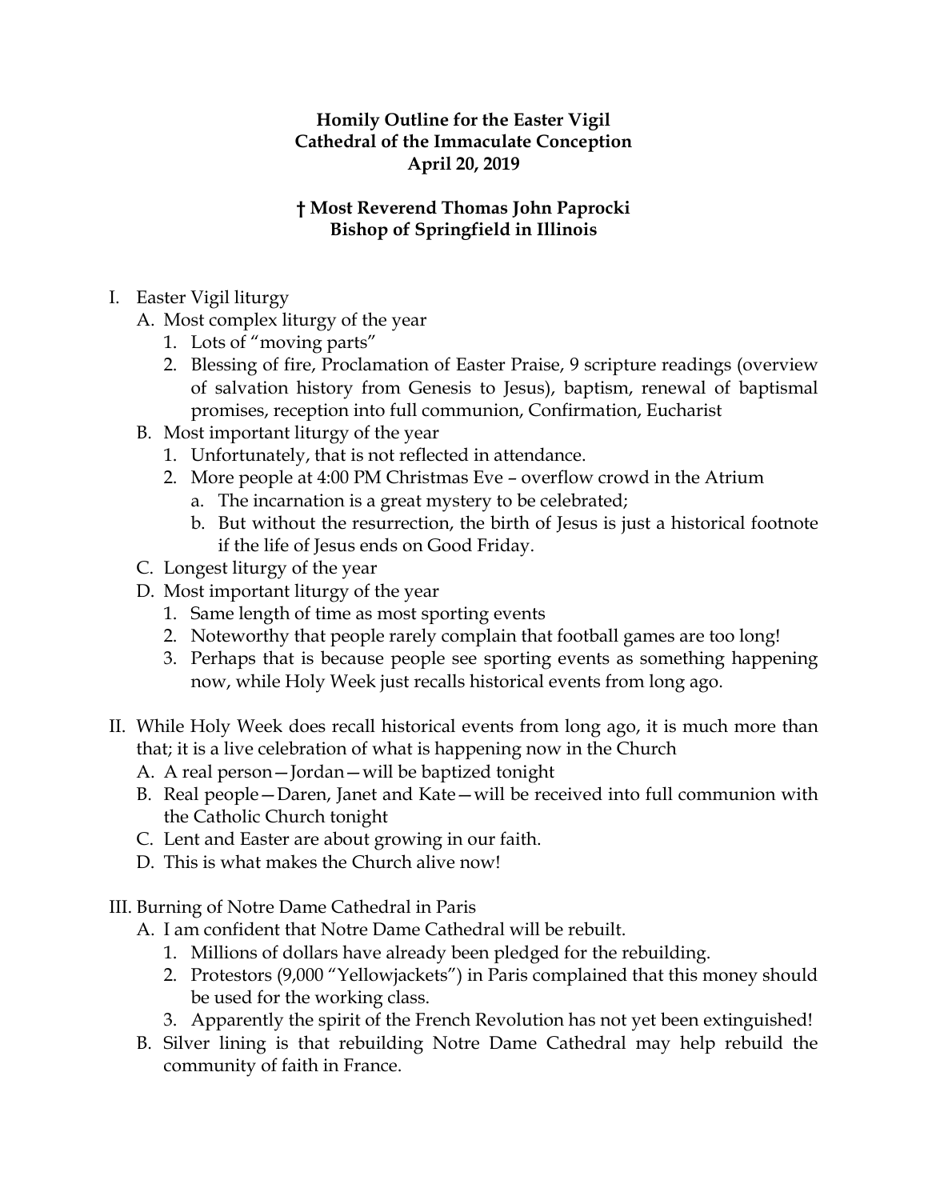**Homily Outline for the Easter Vigil**
**Cathedral of the Immaculate Conception**
**April 20, 2019**

**† Most Reverend Thomas John Paprocki**
**Bishop of Springfield in Illinois**

I. Easter Vigil liturgy
   A. Most complex liturgy of the year
      1. Lots of "moving parts"
      2. Blessing of fire, Proclamation of Easter Praise, 9 scripture readings (overview of salvation history from Genesis to Jesus), baptism, renewal of baptismal promises, reception into full communion, Confirmation, Eucharist
   B. Most important liturgy of the year
      1. Unfortunately, that is not reflected in attendance.
      2. More people at 4:00 PM Christmas Eve – overflow crowd in the Atrium
         a. The incarnation is a great mystery to be celebrated;
         b. But without the resurrection, the birth of Jesus is just a historical footnote if the life of Jesus ends on Good Friday.
   C. Longest liturgy of the year
   D. Most important liturgy of the year
      1. Same length of time as most sporting events
      2. Noteworthy that people rarely complain that football games are too long!
      3. Perhaps that is because people see sporting events as something happening now, while Holy Week just recalls historical events from long ago.

II. While Holy Week does recall historical events from long ago, it is much more than that; it is a live celebration of what is happening now in the Church
   A. A real person—Jordan—will be baptized tonight
   B. Real people—Daren, Janet and Kate—will be received into full communion with the Catholic Church tonight
   C. Lent and Easter are about growing in our faith.
   D. This is what makes the Church alive now!

III. Burning of Notre Dame Cathedral in Paris
   A. I am confident that Notre Dame Cathedral will be rebuilt.
      1. Millions of dollars have already been pledged for the rebuilding.
      2. Protestors (9,000 "Yellowjackets") in Paris complained that this money should be used for the working class.
      3. Apparently the spirit of the French Revolution has not yet been extinguished!
   B. Silver lining is that rebuilding Notre Dame Cathedral may help rebuild the community of faith in France.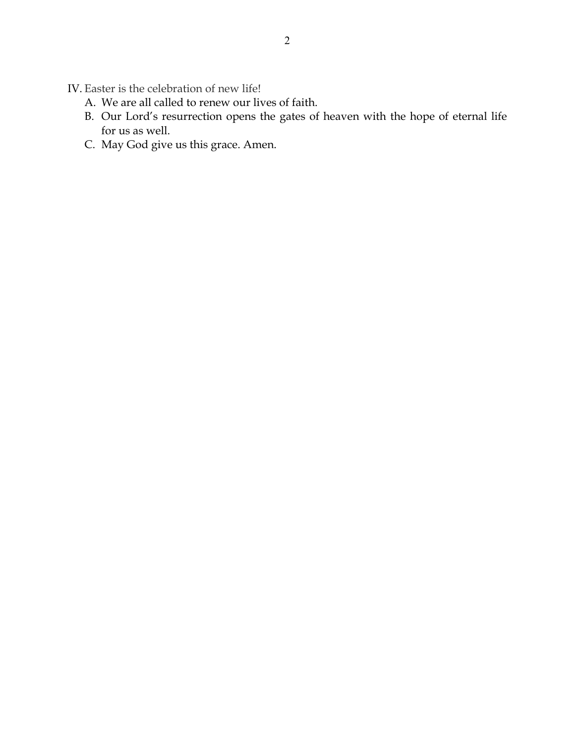IV. Easter is the celebration of new life!
   A. We are all called to renew our lives of faith.
   B. Our Lord's resurrection opens the gates of heaven with the hope of eternal life for us as well.
   C. May God give us this grace. Amen.